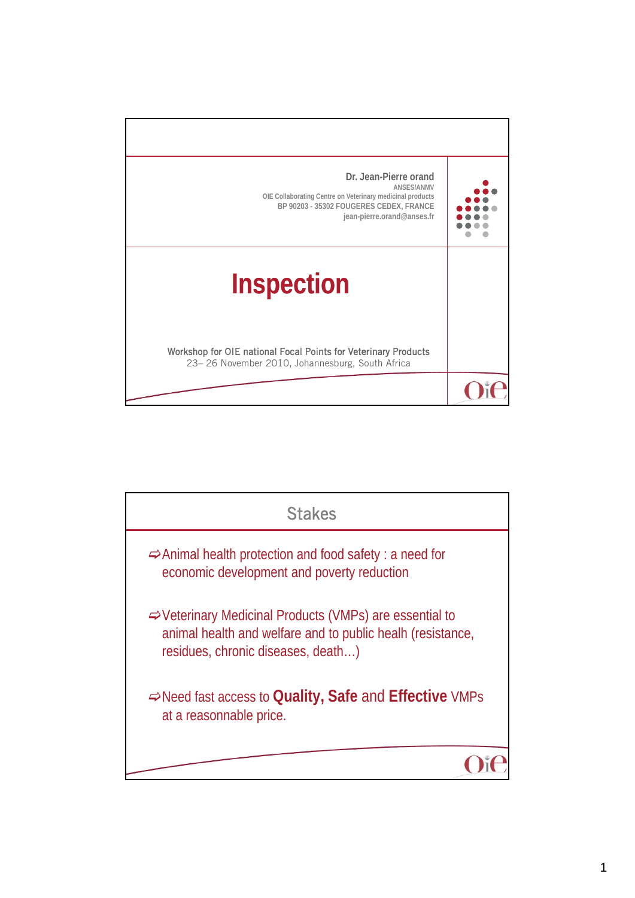Dr. Jean-Pierre orand
ANSES/ANMV
OIE Collaborating Centre on Veterinary medicinal products
BP 90203 - 35302 FOUGERES CEDEX, FRANCE
jean-pierre.orand@anses.fr

# Inspection

Workshop for OIE national Focal Points for Veterinary Products
23– 26 November 2010, Johannesburg, South Africa

## Stakes

- ⇨Animal health protection and food safety : a need for economic development and poverty reduction
- ⇨Veterinary Medicinal Products (VMPs) are essential to animal health and welfare and to public healh (resistance, residues, chronic diseases, death…)
- ⇨Need fast access to **Quality, Safe** and **Effective** VMPs at a reasonnable price.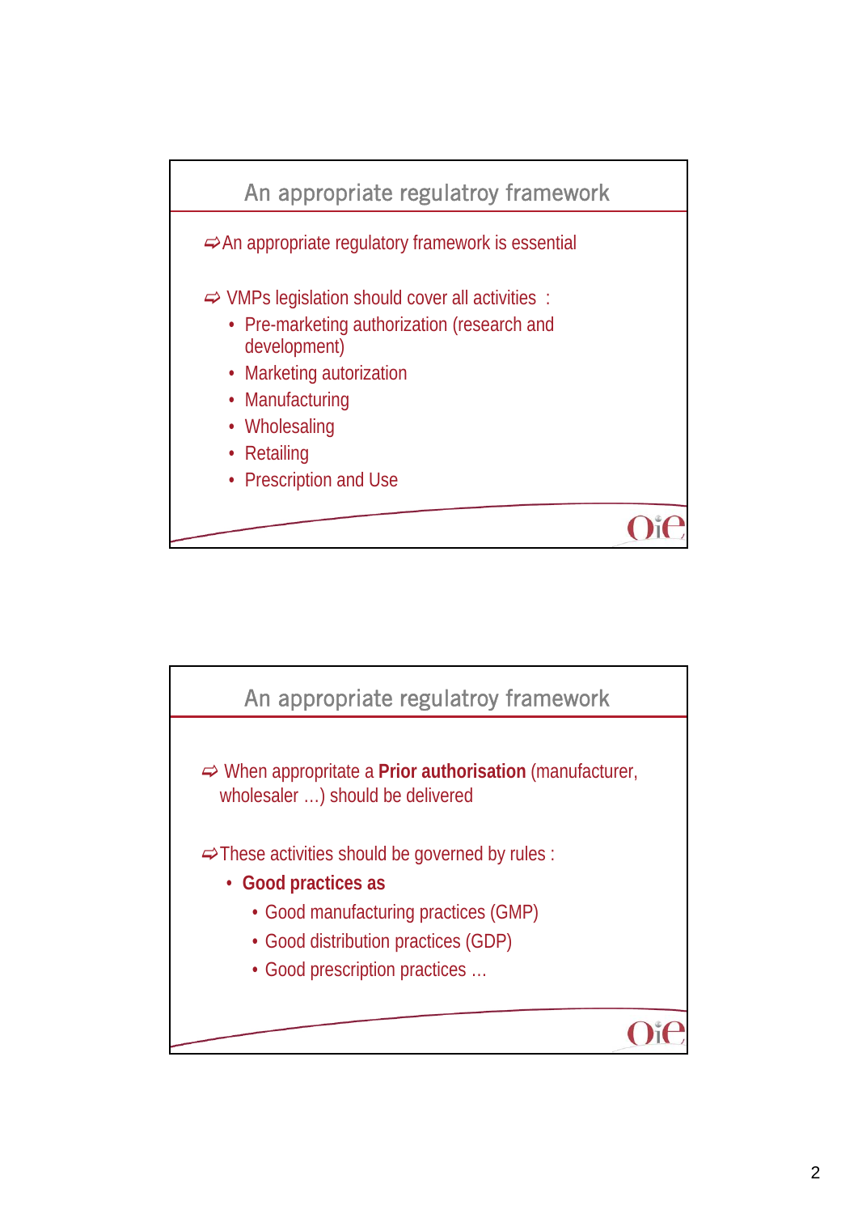## An appropriate regulatroy framework

⇨ An appropriate regulatory framework is essential

⇨ VMPs legislation should cover all activities :

- Pre-marketing authorization (research and development)
- Marketing autorization
- Manufacturing
- Wholesaling
- Retailing
- Prescription and Use

## An appropriate regulatroy framework

⇨ When appropritate a **Prior authorisation** (manufacturer, wholesaler …) should be delivered

⇨ These activities should be governed by rules :

- **Good practices as**
  - Good manufacturing practices (GMP)
  - Good distribution practices (GDP)
  - Good prescription practices …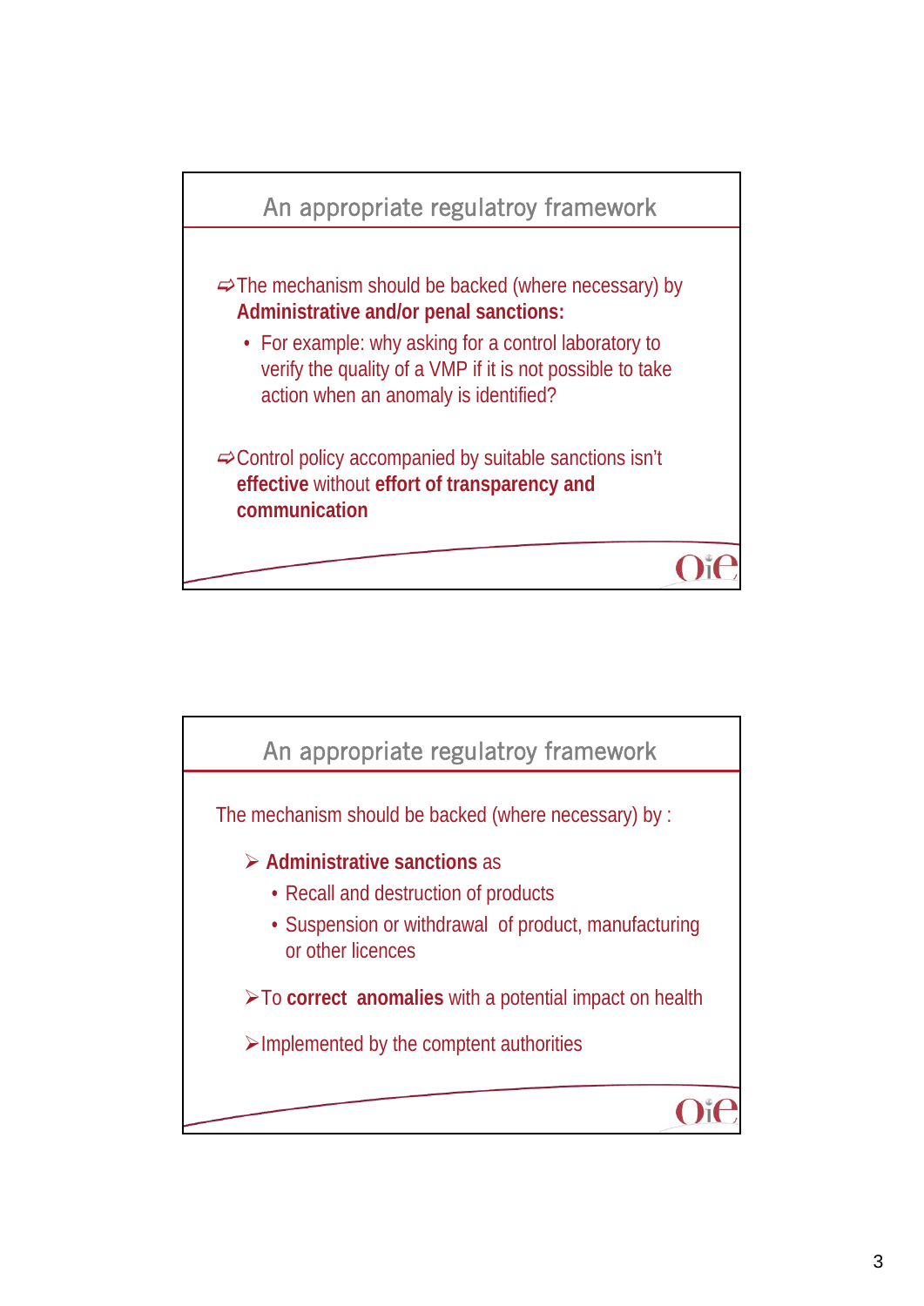## An appropriate regulatroy framework

➪ The mechanism should be backed (where necessary) by **Administrative and/or penal sanctions:**

- For example: why asking for a control laboratory to verify the quality of a VMP if it is not possible to take action when an anomaly is identified?

➪ Control policy accompanied by suitable sanctions isn't **effective** without **effort of transparency and communication**

## An appropriate regulatroy framework

The mechanism should be backed (where necessary) by :

- **Administrative sanctions** as
  - Recall and destruction of products
  - Suspension or withdrawal of product, manufacturing or other licences
- To **correct anomalies** with a potential impact on health
- Implemented by the comptent authorities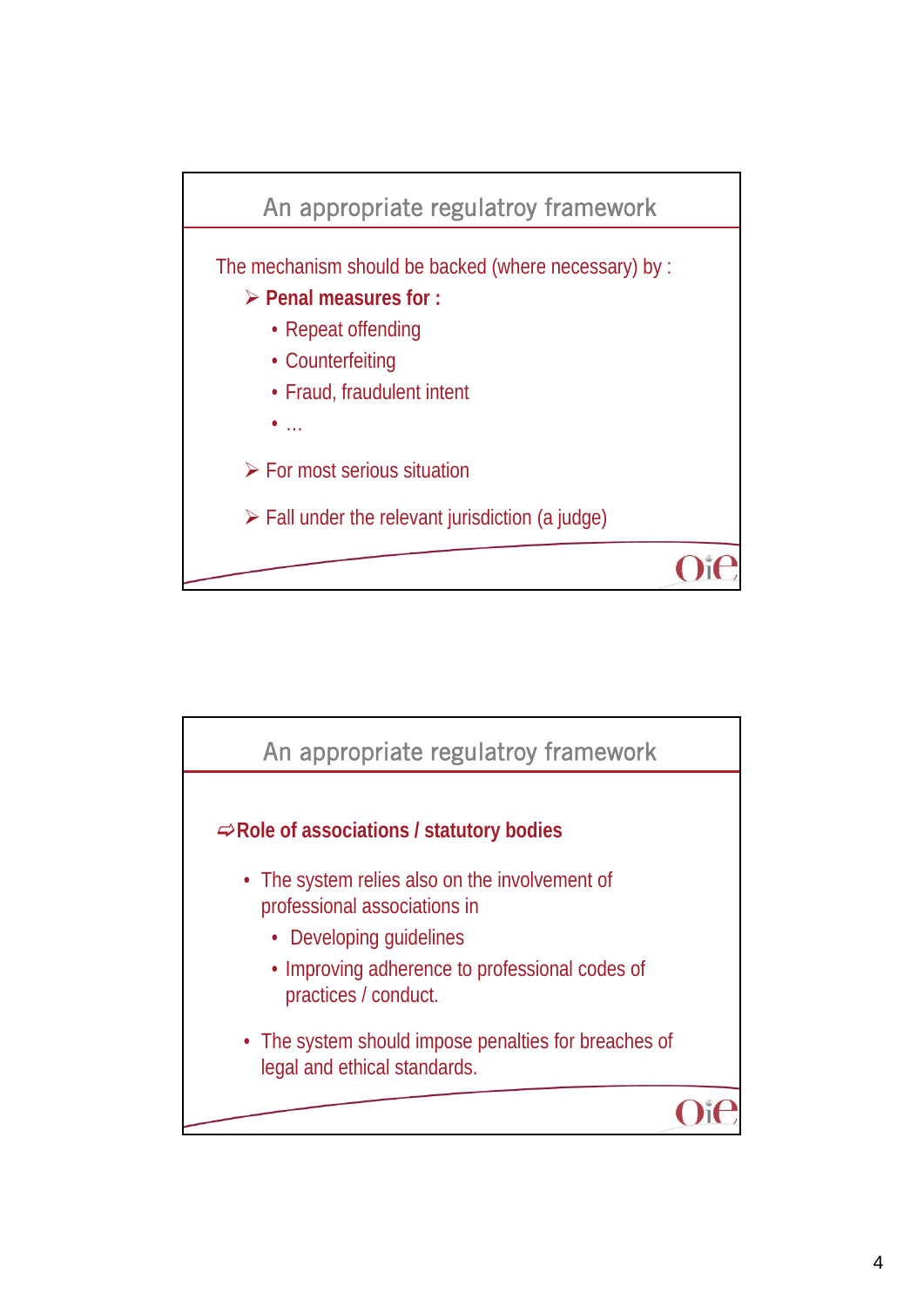## An appropriate regulatroy framework

The mechanism should be backed (where necessary) by :

- **Penal measures for :**
  - Repeat offending
  - Counterfeiting
  - Fraud, fraudulent intent
  - …
- For most serious situation
- Fall under the relevant jurisdiction (a judge)

## An appropriate regulatroy framework

⇨**Role of associations / statutory bodies**

- The system relies also on the involvement of professional associations in
  - Developing guidelines
  - Improving adherence to professional codes of practices / conduct.
- The system should impose penalties for breaches of legal and ethical standards.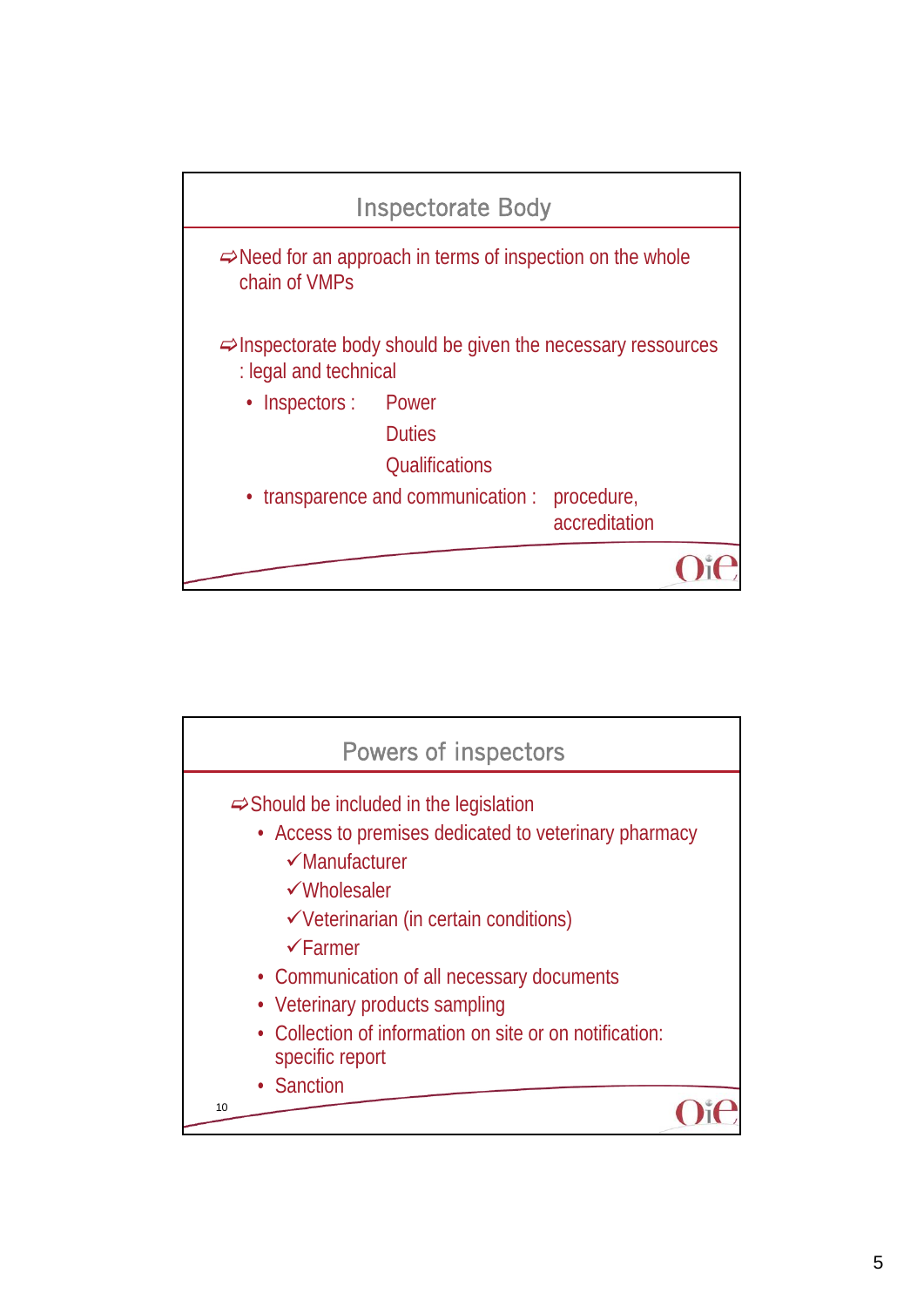## Inspectorate Body

⇨Need for an approach in terms of inspection on the whole chain of VMPs

⇨Inspectorate body should be given the necessary ressources : legal and technical

- Inspectors : Power
  Duties
  Qualifications
- transparence and communication : procedure, accreditation

## Powers of inspectors

⇨Should be included in the legislation

- Access to premises dedicated to veterinary pharmacy
  - ✓Manufacturer
  - ✓Wholesaler
  - ✓Veterinarian (in certain conditions)
  - ✓Farmer
- Communication of all necessary documents
- Veterinary products sampling
- Collection of information on site or on notification: specific report
- Sanction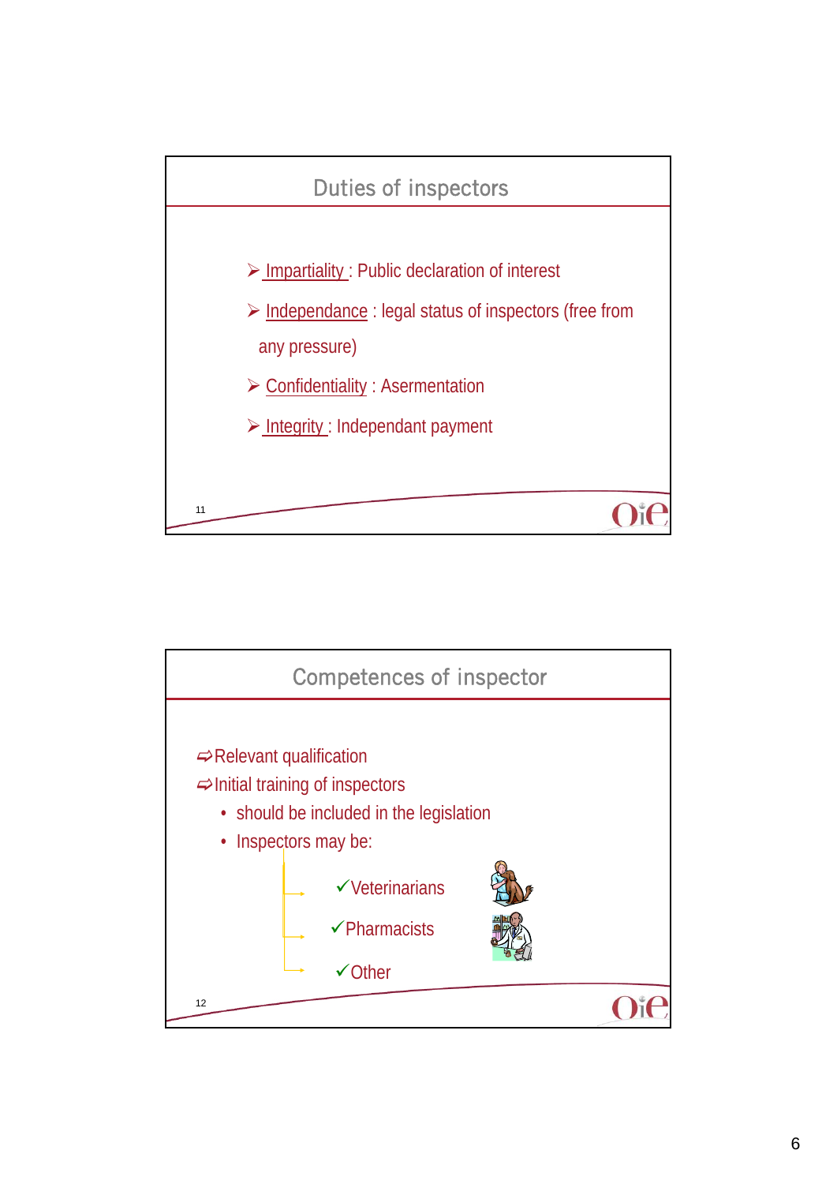## Duties of inspectors

- Impartiality : Public declaration of interest
- Independance : legal status of inspectors (free from any pressure)
- Confidentiality : Asermentation
- Integrity : Independant payment

## Competences of inspector

- Relevant qualification
- Initial training of inspectors
  - should be included in the legislation
  - Inspectors may be:
    - ✓Veterinarians
    - ✓Pharmacists
    - ✓Other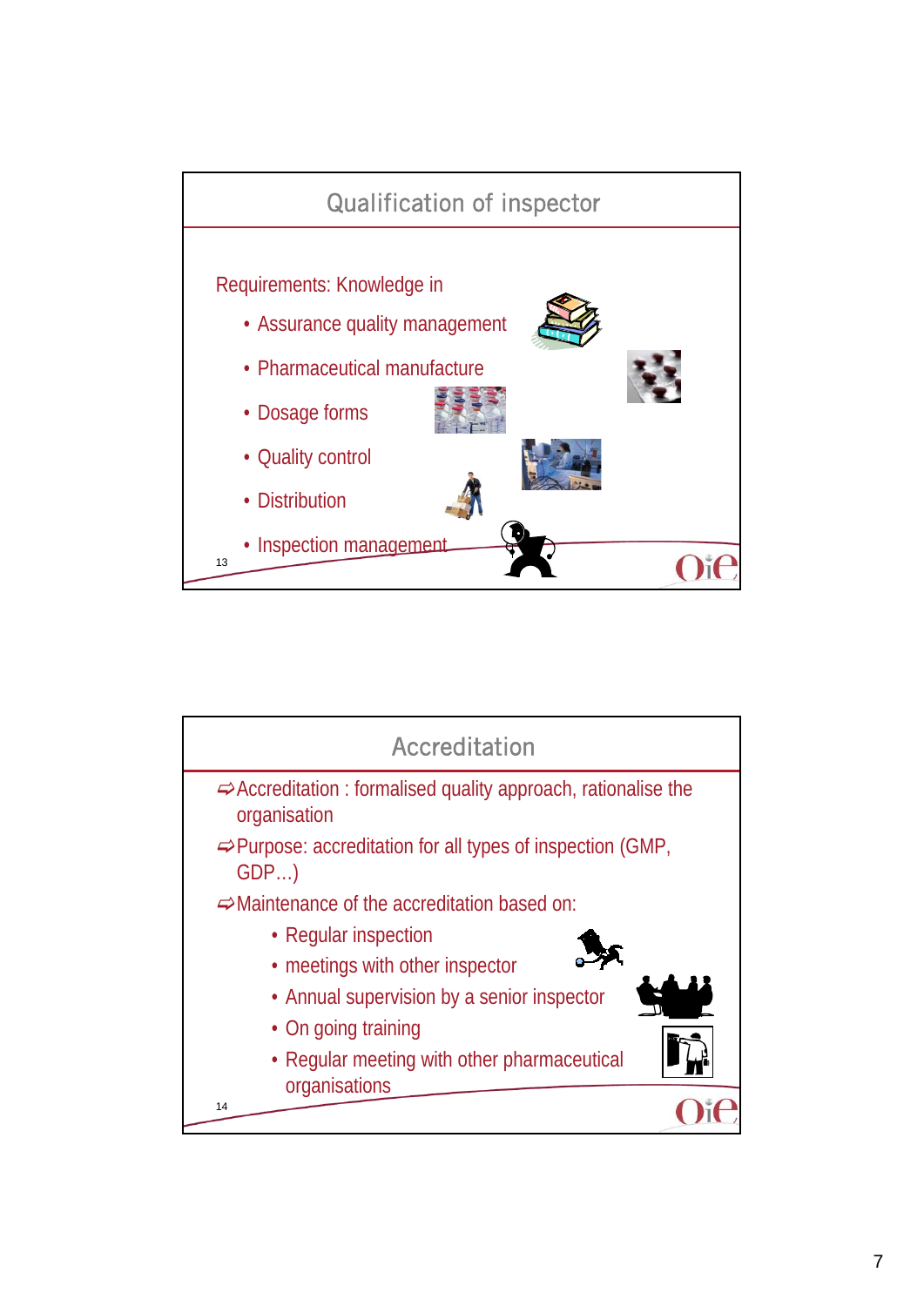## Qualification of inspector

Requirements: Knowledge in

- Assurance quality management
- Pharmaceutical manufacture
- Dosage forms
- Quality control
- Distribution
- Inspection management

## Accreditation

⇨ Accreditation : formalised quality approach, rationalise the organisation

⇨ Purpose: accreditation for all types of inspection (GMP, GDP…)

⇨ Maintenance of the accreditation based on:

- Regular inspection
- meetings with other inspector
- Annual supervision by a senior inspector
- On going training
- Regular meeting with other pharmaceutical organisations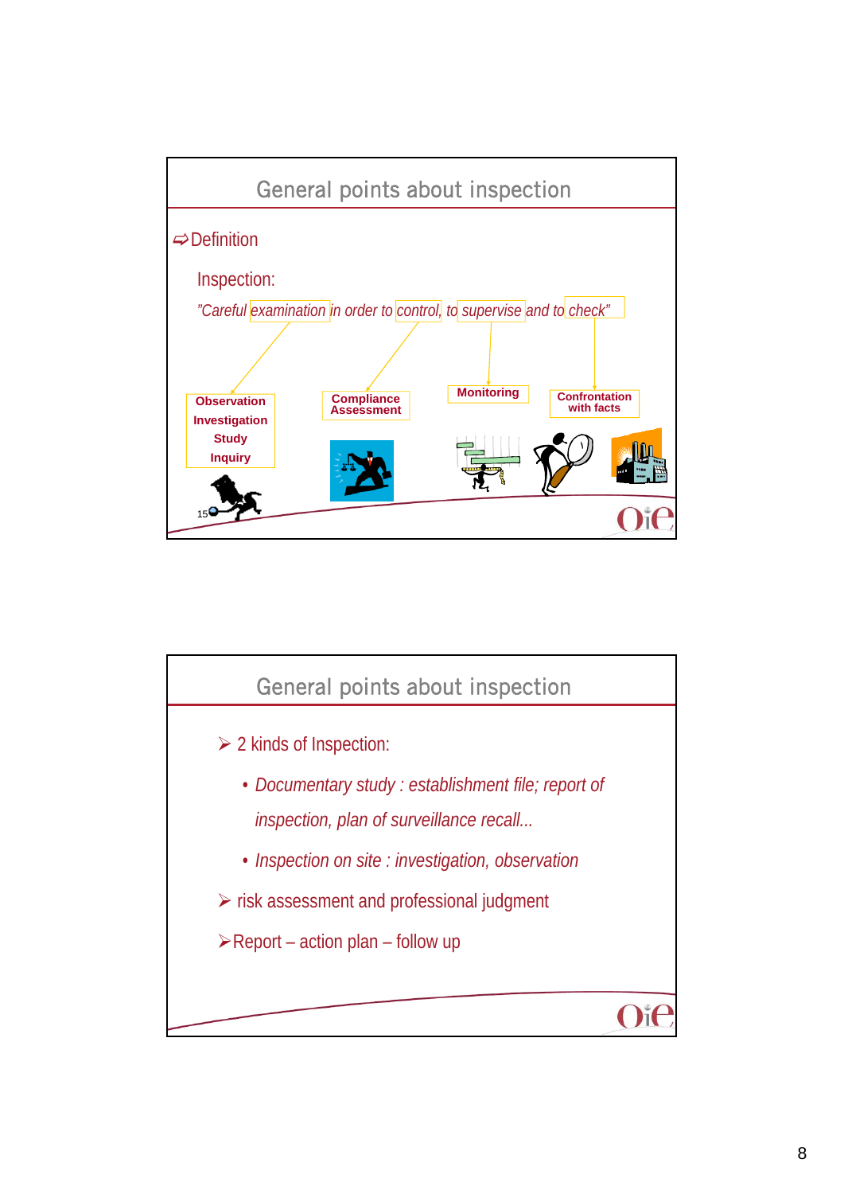## General points about inspection

⇨ Definition

Inspection:

*"Careful examination in order to control, to supervise and to check"*

- **Observation Investigation Study Inquiry**
- **Compliance Assessment**
- **Monitoring**
- **Confrontation with facts**

15

## General points about inspection

- 2 kinds of Inspection:
  - *Documentary study : establishment file; report of inspection, plan of surveillance recall...*
  - *Inspection on site : investigation, observation*
- risk assessment and professional judgment
- Report – action plan – follow up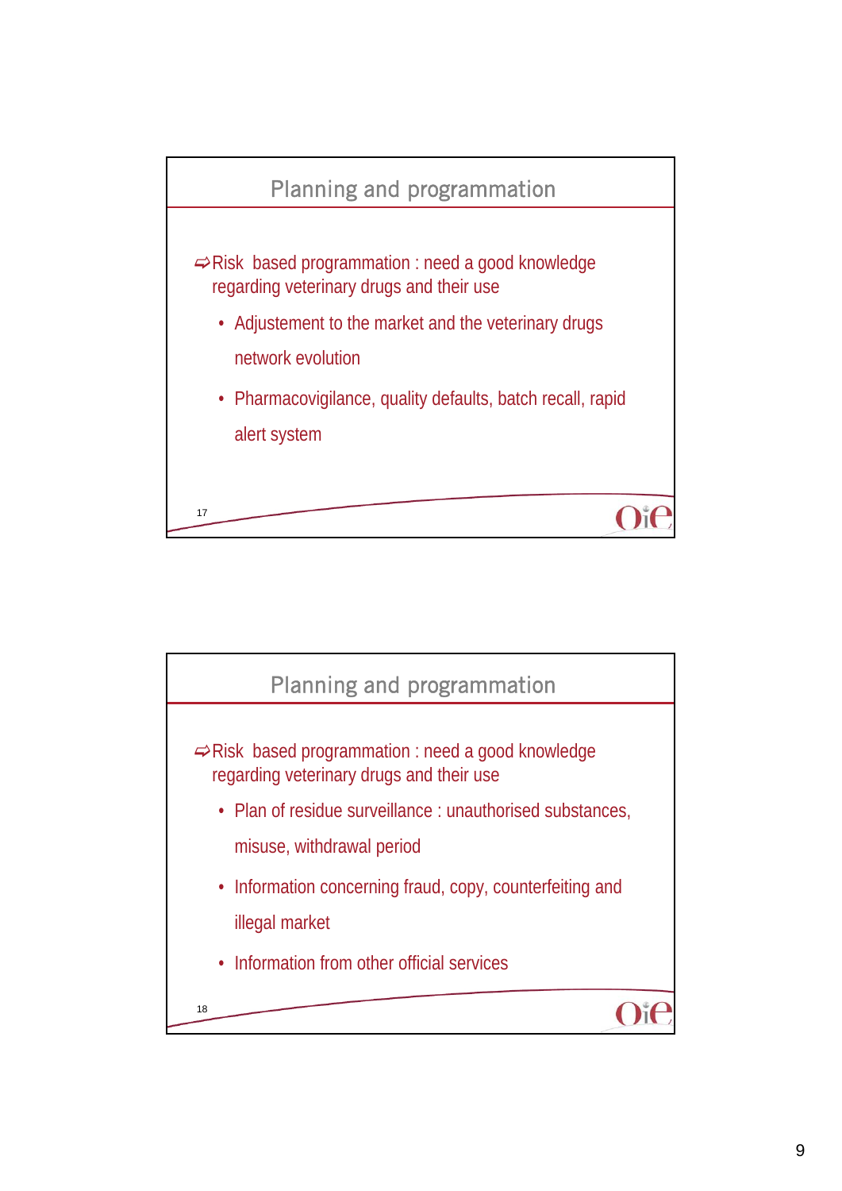## Planning and programmation

⇨Risk based programmation : need a good knowledge regarding veterinary drugs and their use

- Adjustement to the market and the veterinary drugs network evolution
- Pharmacovigilance, quality defaults, batch recall, rapid alert system

## Planning and programmation

⇨Risk based programmation : need a good knowledge regarding veterinary drugs and their use

- Plan of residue surveillance : unauthorised substances, misuse, withdrawal period
- Information concerning fraud, copy, counterfeiting and illegal market
- Information from other official services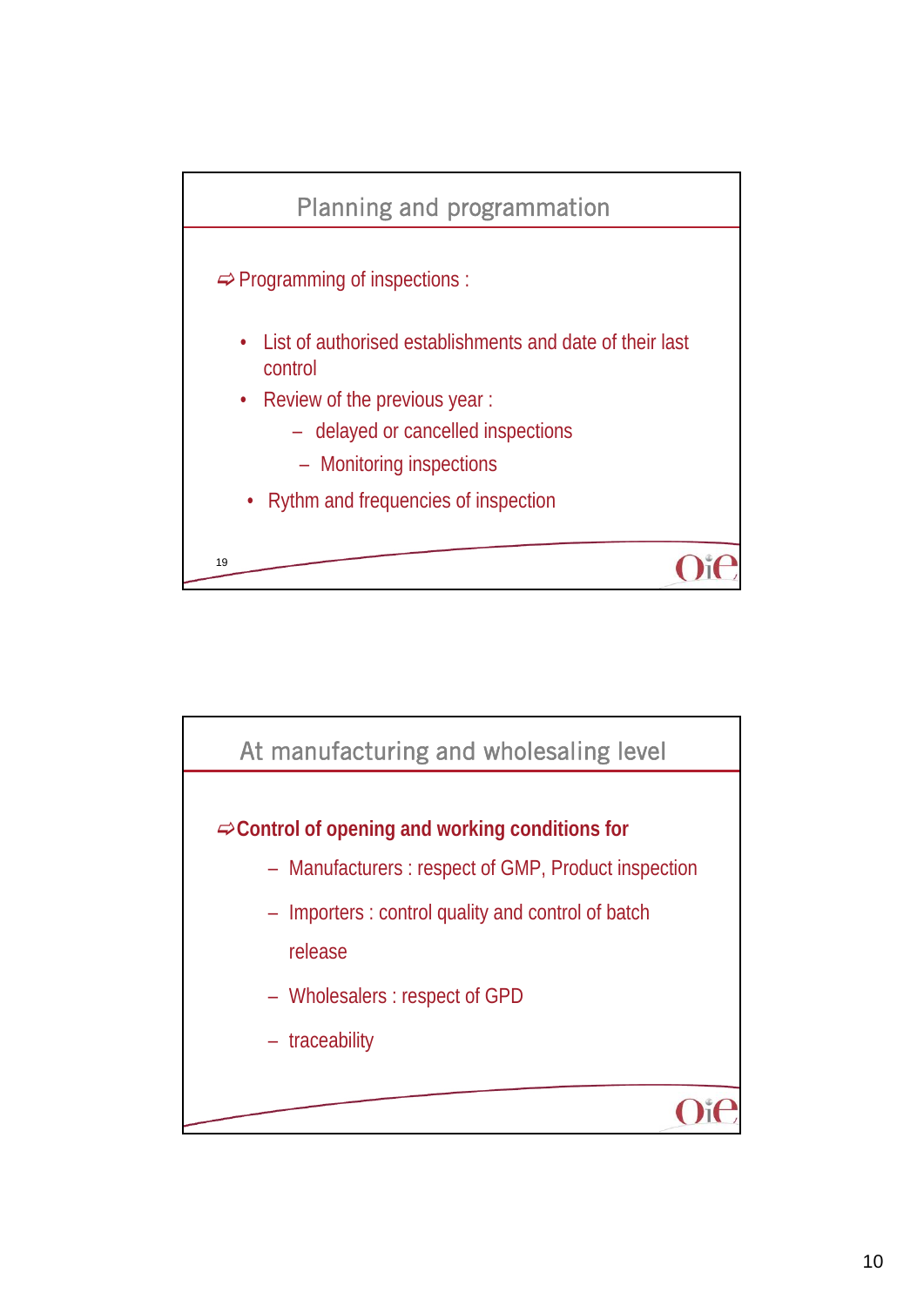## Planning and programmation

⇨ Programming of inspections :

- List of authorised establishments and date of their last control
- Review of the previous year :
  - delayed or cancelled inspections
  - Monitoring inspections
- Rythm and frequencies of inspection

## At manufacturing and wholesaling level

⇨ **Control of opening and working conditions for**

- Manufacturers : respect of GMP, Product inspection
- Importers : control quality and control of batch release
- Wholesalers : respect of GPD
- traceability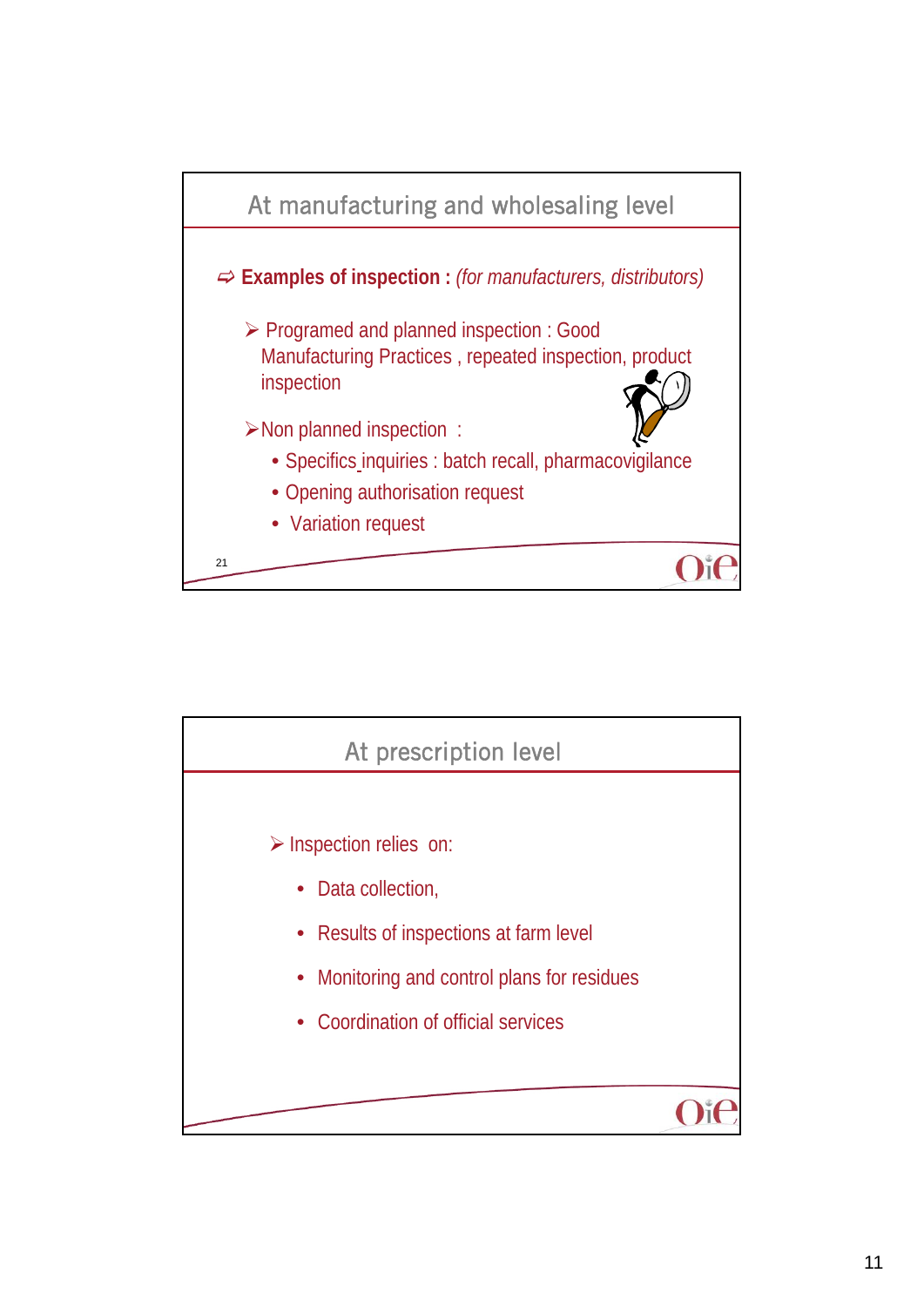## At manufacturing and wholesaling level

⇨ **Examples of inspection :** *(for manufacturers, distributors)*

- Programed and planned inspection : Good Manufacturing Practices , repeated inspection, product inspection
- Non planned inspection :
  - Specifics inquiries : batch recall, pharmacovigilance
  - Opening authorisation request
  - Variation request

## At prescription level

- Inspection relies on:
  - Data collection,
  - Results of inspections at farm level
  - Monitoring and control plans for residues
  - Coordination of official services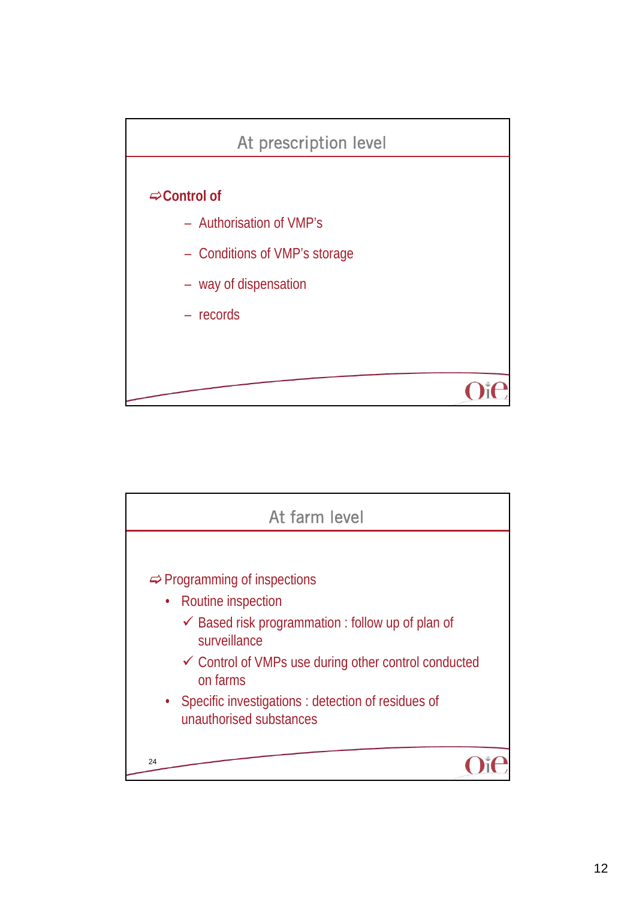## At prescription level

⇨**Control of**

- Authorisation of VMP's
- Conditions of VMP's storage
- way of dispensation
- records

## At farm level

⇨ Programming of inspections

- Routine inspection
  - ✓ Based risk programmation : follow up of plan of surveillance
  - ✓ Control of VMPs use during other control conducted on farms
- Specific investigations : detection of residues of unauthorised substances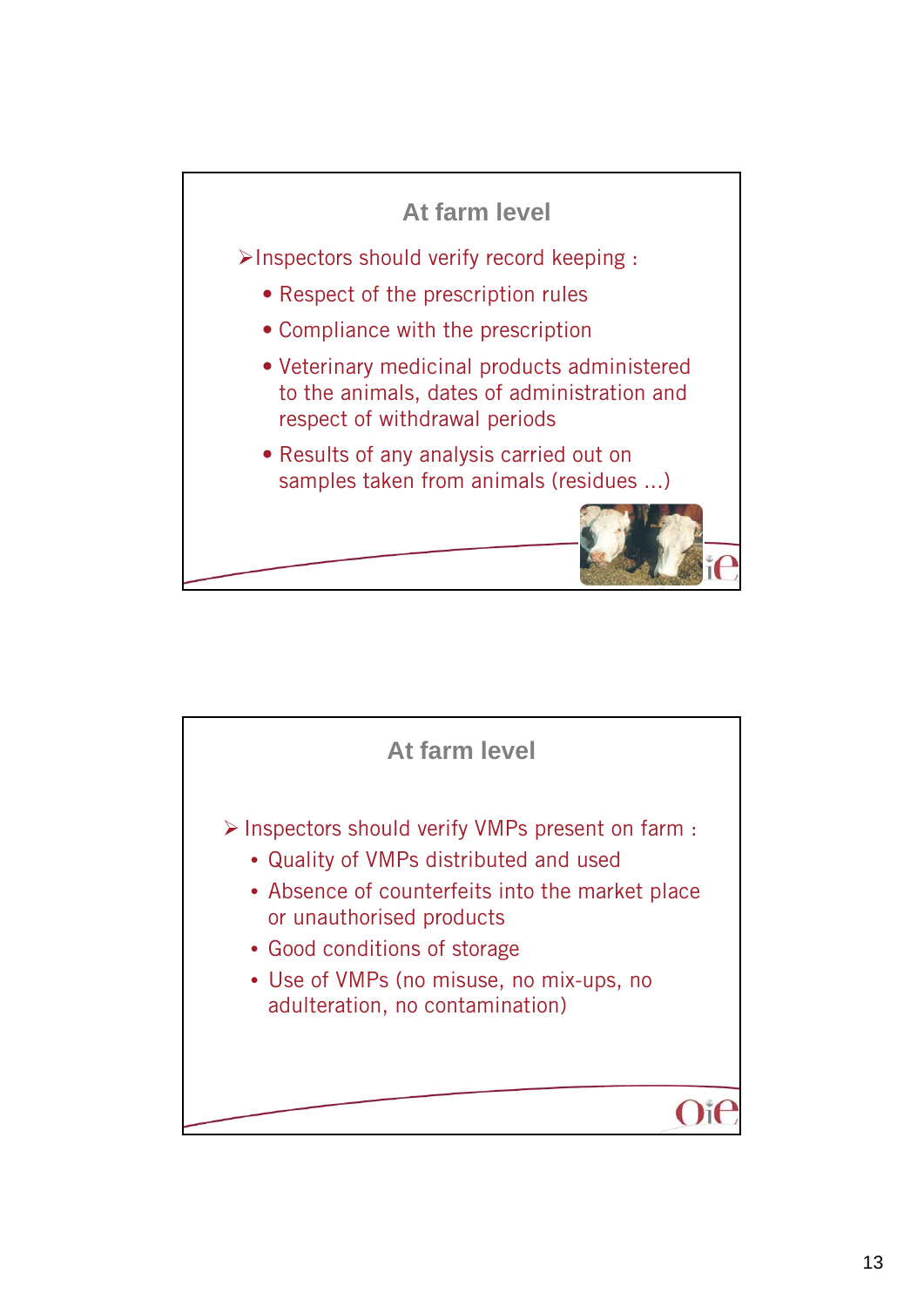## At farm level

- Inspectors should verify record keeping :
  - Respect of the prescription rules
  - Compliance with the prescription
  - Veterinary medicinal products administered to the animals, dates of administration and respect of withdrawal periods
  - Results of any analysis carried out on samples taken from animals (residues ...)

## At farm level

- Inspectors should verify VMPs present on farm :
  - Quality of VMPs distributed and used
  - Absence of counterfeits into the market place or unauthorised products
  - Good conditions of storage
  - Use of VMPs (no misuse, no mix-ups, no adulteration, no contamination)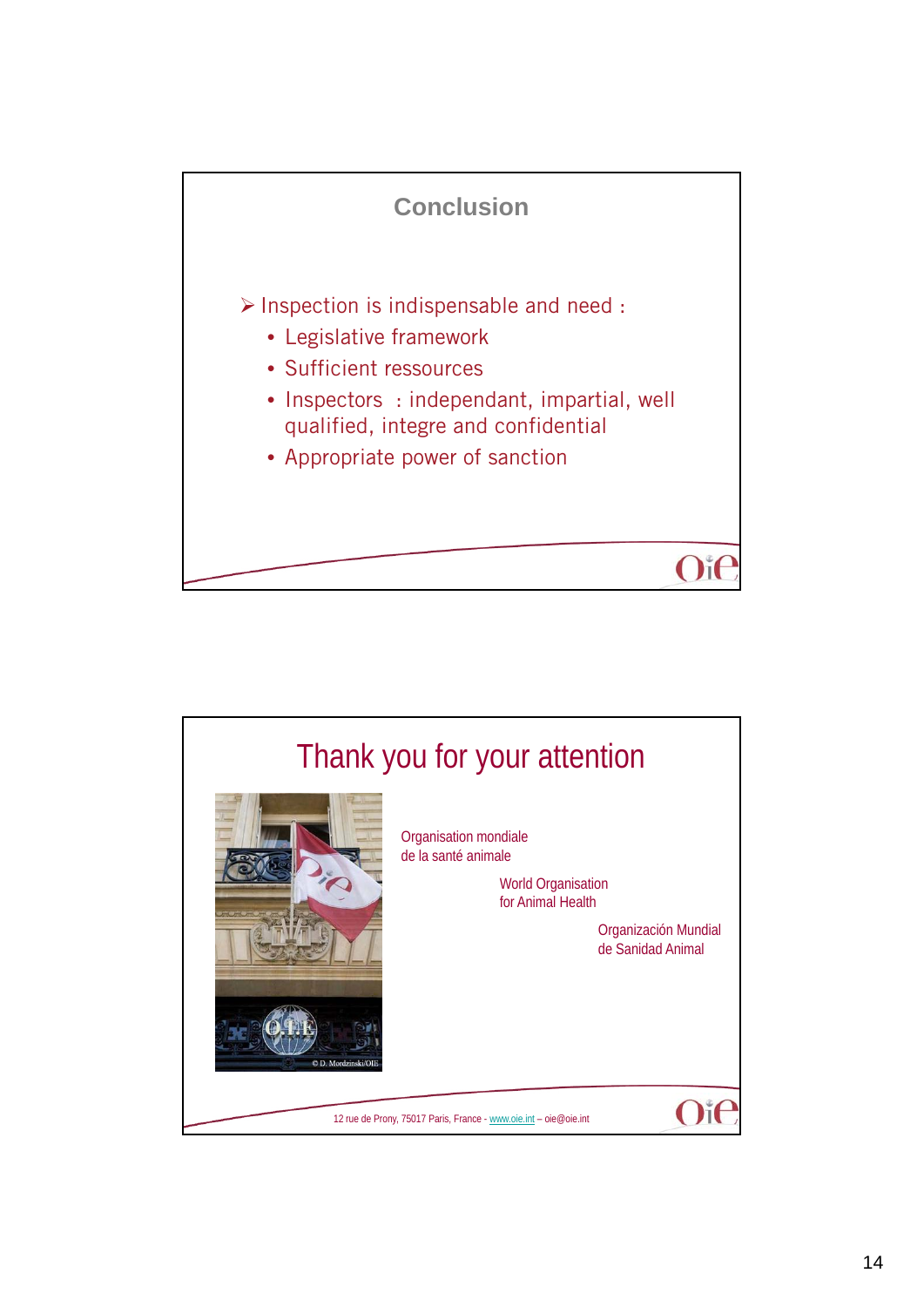## Conclusion

- Inspection is indispensable and need :
  - Legislative framework
  - Sufficient ressources
  - Inspectors : independant, impartial, well qualified, integre and confidential
  - Appropriate power of sanction

## Thank you for your attention

Organisation mondiale de la santé animale

World Organisation for Animal Health

Organización Mundial de Sanidad Animal

© D. Mordzinski/OIE

12 rue de Prony, 75017 Paris, France - www.oie.int – oie@oie.int